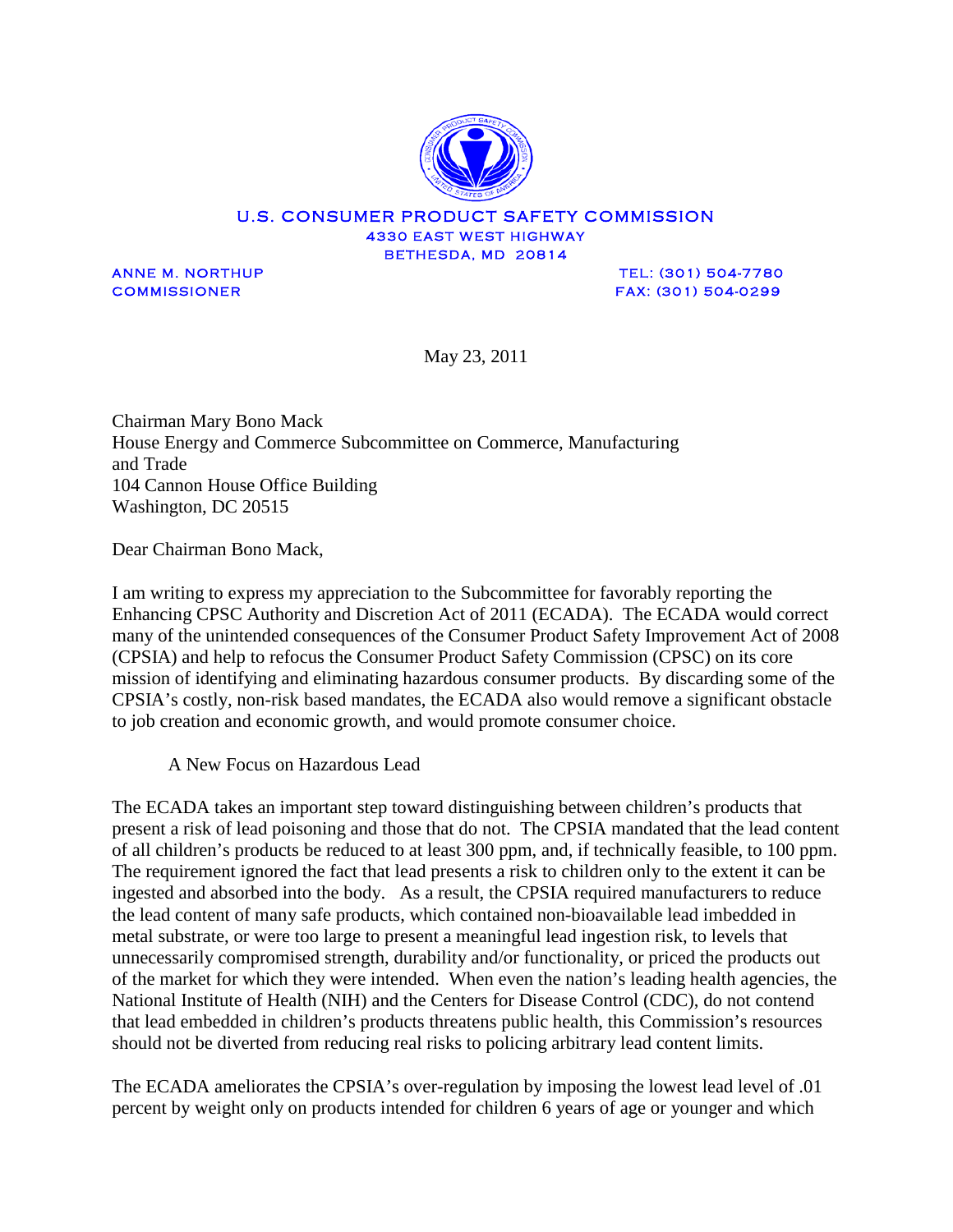U.S. CONSUMER PRODUCT SAFETY COMMISSION
4330 EAST WEST HIGHWAY
BETHESDA, MD 20814

ANNE M. NORTHUP
COMMISSIONER

TEL: (301) 504-7780
FAX: (301) 504-0299

May 23, 2011

Chairman Mary Bono Mack
House Energy and Commerce Subcommittee on Commerce, Manufacturing and Trade
104 Cannon House Office Building
Washington, DC 20515

Dear Chairman Bono Mack,

I am writing to express my appreciation to the Subcommittee for favorably reporting the Enhancing CPSC Authority and Discretion Act of 2011 (ECADA). The ECADA would correct many of the unintended consequences of the Consumer Product Safety Improvement Act of 2008 (CPSIA) and help to refocus the Consumer Product Safety Commission (CPSC) on its core mission of identifying and eliminating hazardous consumer products. By discarding some of the CPSIA's costly, non-risk based mandates, the ECADA also would remove a significant obstacle to job creation and economic growth, and would promote consumer choice.

A New Focus on Hazardous Lead

The ECADA takes an important step toward distinguishing between children's products that present a risk of lead poisoning and those that do not. The CPSIA mandated that the lead content of all children's products be reduced to at least 300 ppm, and, if technically feasible, to 100 ppm. The requirement ignored the fact that lead presents a risk to children only to the extent it can be ingested and absorbed into the body. As a result, the CPSIA required manufacturers to reduce the lead content of many safe products, which contained non-bioavailable lead imbedded in metal substrate, or were too large to present a meaningful lead ingestion risk, to levels that unnecessarily compromised strength, durability and/or functionality, or priced the products out of the market for which they were intended. When even the nation's leading health agencies, the National Institute of Health (NIH) and the Centers for Disease Control (CDC), do not contend that lead embedded in children's products threatens public health, this Commission's resources should not be diverted from reducing real risks to policing arbitrary lead content limits.

The ECADA ameliorates the CPSIA's over-regulation by imposing the lowest lead level of .01 percent by weight only on products intended for children 6 years of age or younger and which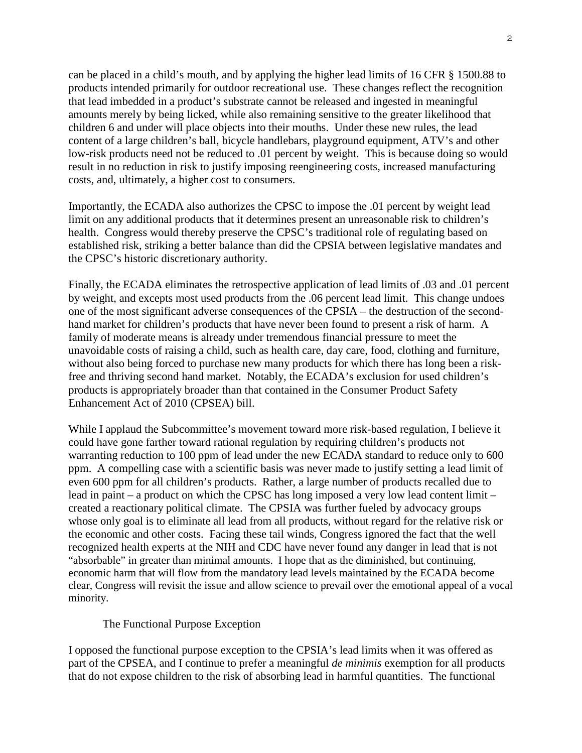can be placed in a child's mouth, and by applying the higher lead limits of 16 CFR § 1500.88 to products intended primarily for outdoor recreational use. These changes reflect the recognition that lead imbedded in a product's substrate cannot be released and ingested in meaningful amounts merely by being licked, while also remaining sensitive to the greater likelihood that children 6 and under will place objects into their mouths. Under these new rules, the lead content of a large children's ball, bicycle handlebars, playground equipment, ATV's and other low-risk products need not be reduced to .01 percent by weight. This is because doing so would result in no reduction in risk to justify imposing reengineering costs, increased manufacturing costs, and, ultimately, a higher cost to consumers.

Importantly, the ECADA also authorizes the CPSC to impose the .01 percent by weight lead limit on any additional products that it determines present an unreasonable risk to children's health. Congress would thereby preserve the CPSC's traditional role of regulating based on established risk, striking a better balance than did the CPSIA between legislative mandates and the CPSC's historic discretionary authority.

Finally, the ECADA eliminates the retrospective application of lead limits of .03 and .01 percent by weight, and excepts most used products from the .06 percent lead limit. This change undoes one of the most significant adverse consequences of the CPSIA – the destruction of the second-hand market for children's products that have never been found to present a risk of harm. A family of moderate means is already under tremendous financial pressure to meet the unavoidable costs of raising a child, such as health care, day care, food, clothing and furniture, without also being forced to purchase new many products for which there has long been a risk-free and thriving second hand market. Notably, the ECADA's exclusion for used children's products is appropriately broader than that contained in the Consumer Product Safety Enhancement Act of 2010 (CPSEA) bill.

While I applaud the Subcommittee's movement toward more risk-based regulation, I believe it could have gone farther toward rational regulation by requiring children's products not warranting reduction to 100 ppm of lead under the new ECADA standard to reduce only to 600 ppm. A compelling case with a scientific basis was never made to justify setting a lead limit of even 600 ppm for all children's products. Rather, a large number of products recalled due to lead in paint – a product on which the CPSC has long imposed a very low lead content limit – created a reactionary political climate. The CPSIA was further fueled by advocacy groups whose only goal is to eliminate all lead from all products, without regard for the relative risk or the economic and other costs. Facing these tail winds, Congress ignored the fact that the well recognized health experts at the NIH and CDC have never found any danger in lead that is not "absorbable" in greater than minimal amounts. I hope that as the diminished, but continuing, economic harm that will flow from the mandatory lead levels maintained by the ECADA become clear, Congress will revisit the issue and allow science to prevail over the emotional appeal of a vocal minority.

### The Functional Purpose Exception

I opposed the functional purpose exception to the CPSIA's lead limits when it was offered as part of the CPSEA, and I continue to prefer a meaningful *de minimis* exemption for all products that do not expose children to the risk of absorbing lead in harmful quantities. The functional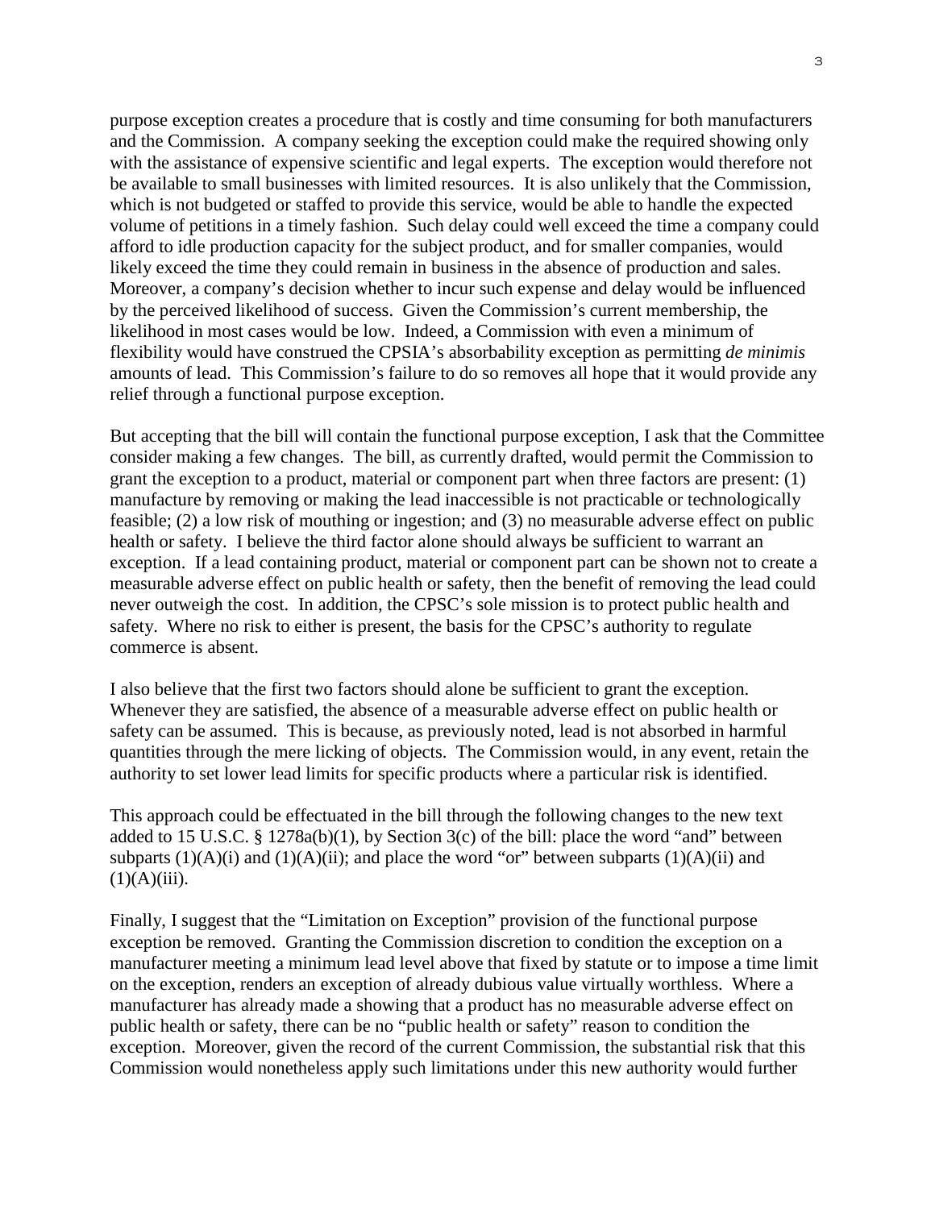purpose exception creates a procedure that is costly and time consuming for both manufacturers and the Commission. A company seeking the exception could make the required showing only with the assistance of expensive scientific and legal experts. The exception would therefore not be available to small businesses with limited resources. It is also unlikely that the Commission, which is not budgeted or staffed to provide this service, would be able to handle the expected volume of petitions in a timely fashion. Such delay could well exceed the time a company could afford to idle production capacity for the subject product, and for smaller companies, would likely exceed the time they could remain in business in the absence of production and sales. Moreover, a company's decision whether to incur such expense and delay would be influenced by the perceived likelihood of success. Given the Commission's current membership, the likelihood in most cases would be low. Indeed, a Commission with even a minimum of flexibility would have construed the CPSIA's absorbability exception as permitting *de minimis* amounts of lead. This Commission's failure to do so removes all hope that it would provide any relief through a functional purpose exception.

But accepting that the bill will contain the functional purpose exception, I ask that the Committee consider making a few changes. The bill, as currently drafted, would permit the Commission to grant the exception to a product, material or component part when three factors are present: (1) manufacture by removing or making the lead inaccessible is not practicable or technologically feasible; (2) a low risk of mouthing or ingestion; and (3) no measurable adverse effect on public health or safety. I believe the third factor alone should always be sufficient to warrant an exception. If a lead containing product, material or component part can be shown not to create a measurable adverse effect on public health or safety, then the benefit of removing the lead could never outweigh the cost. In addition, the CPSC's sole mission is to protect public health and safety. Where no risk to either is present, the basis for the CPSC's authority to regulate commerce is absent.

I also believe that the first two factors should alone be sufficient to grant the exception. Whenever they are satisfied, the absence of a measurable adverse effect on public health or safety can be assumed. This is because, as previously noted, lead is not absorbed in harmful quantities through the mere licking of objects. The Commission would, in any event, retain the authority to set lower lead limits for specific products where a particular risk is identified.

This approach could be effectuated in the bill through the following changes to the new text added to 15 U.S.C. § 1278a(b)(1), by Section 3(c) of the bill: place the word "and" between subparts (1)(A)(i) and (1)(A)(ii); and place the word "or" between subparts (1)(A)(ii) and (1)(A)(iii).

Finally, I suggest that the "Limitation on Exception" provision of the functional purpose exception be removed. Granting the Commission discretion to condition the exception on a manufacturer meeting a minimum lead level above that fixed by statute or to impose a time limit on the exception, renders an exception of already dubious value virtually worthless. Where a manufacturer has already made a showing that a product has no measurable adverse effect on public health or safety, there can be no "public health or safety" reason to condition the exception. Moreover, given the record of the current Commission, the substantial risk that this Commission would nonetheless apply such limitations under this new authority would further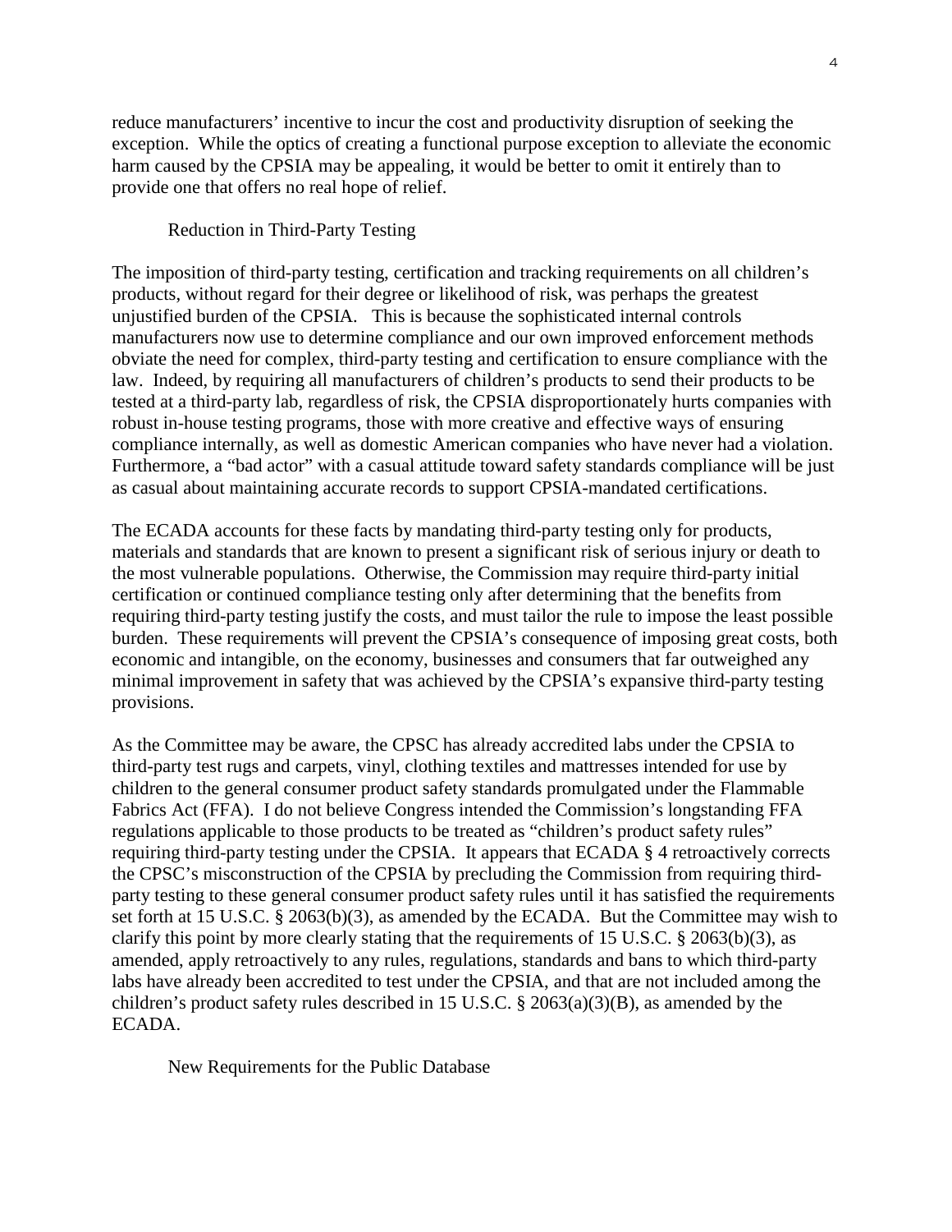reduce manufacturers' incentive to incur the cost and productivity disruption of seeking the exception. While the optics of creating a functional purpose exception to alleviate the economic harm caused by the CPSIA may be appealing, it would be better to omit it entirely than to provide one that offers no real hope of relief.

### Reduction in Third-Party Testing

The imposition of third-party testing, certification and tracking requirements on all children's products, without regard for their degree or likelihood of risk, was perhaps the greatest unjustified burden of the CPSIA. This is because the sophisticated internal controls manufacturers now use to determine compliance and our own improved enforcement methods obviate the need for complex, third-party testing and certification to ensure compliance with the law. Indeed, by requiring all manufacturers of children's products to send their products to be tested at a third-party lab, regardless of risk, the CPSIA disproportionately hurts companies with robust in-house testing programs, those with more creative and effective ways of ensuring compliance internally, as well as domestic American companies who have never had a violation. Furthermore, a "bad actor" with a casual attitude toward safety standards compliance will be just as casual about maintaining accurate records to support CPSIA-mandated certifications.

The ECADA accounts for these facts by mandating third-party testing only for products, materials and standards that are known to present a significant risk of serious injury or death to the most vulnerable populations. Otherwise, the Commission may require third-party initial certification or continued compliance testing only after determining that the benefits from requiring third-party testing justify the costs, and must tailor the rule to impose the least possible burden. These requirements will prevent the CPSIA's consequence of imposing great costs, both economic and intangible, on the economy, businesses and consumers that far outweighed any minimal improvement in safety that was achieved by the CPSIA's expansive third-party testing provisions.

As the Committee may be aware, the CPSC has already accredited labs under the CPSIA to third-party test rugs and carpets, vinyl, clothing textiles and mattresses intended for use by children to the general consumer product safety standards promulgated under the Flammable Fabrics Act (FFA). I do not believe Congress intended the Commission's longstanding FFA regulations applicable to those products to be treated as "children's product safety rules" requiring third-party testing under the CPSIA. It appears that ECADA § 4 retroactively corrects the CPSC's misconstruction of the CPSIA by precluding the Commission from requiring third-party testing to these general consumer product safety rules until it has satisfied the requirements set forth at 15 U.S.C. § 2063(b)(3), as amended by the ECADA. But the Committee may wish to clarify this point by more clearly stating that the requirements of 15 U.S.C. § 2063(b)(3), as amended, apply retroactively to any rules, regulations, standards and bans to which third-party labs have already been accredited to test under the CPSIA, and that are not included among the children's product safety rules described in 15 U.S.C. § 2063(a)(3)(B), as amended by the ECADA.

### New Requirements for the Public Database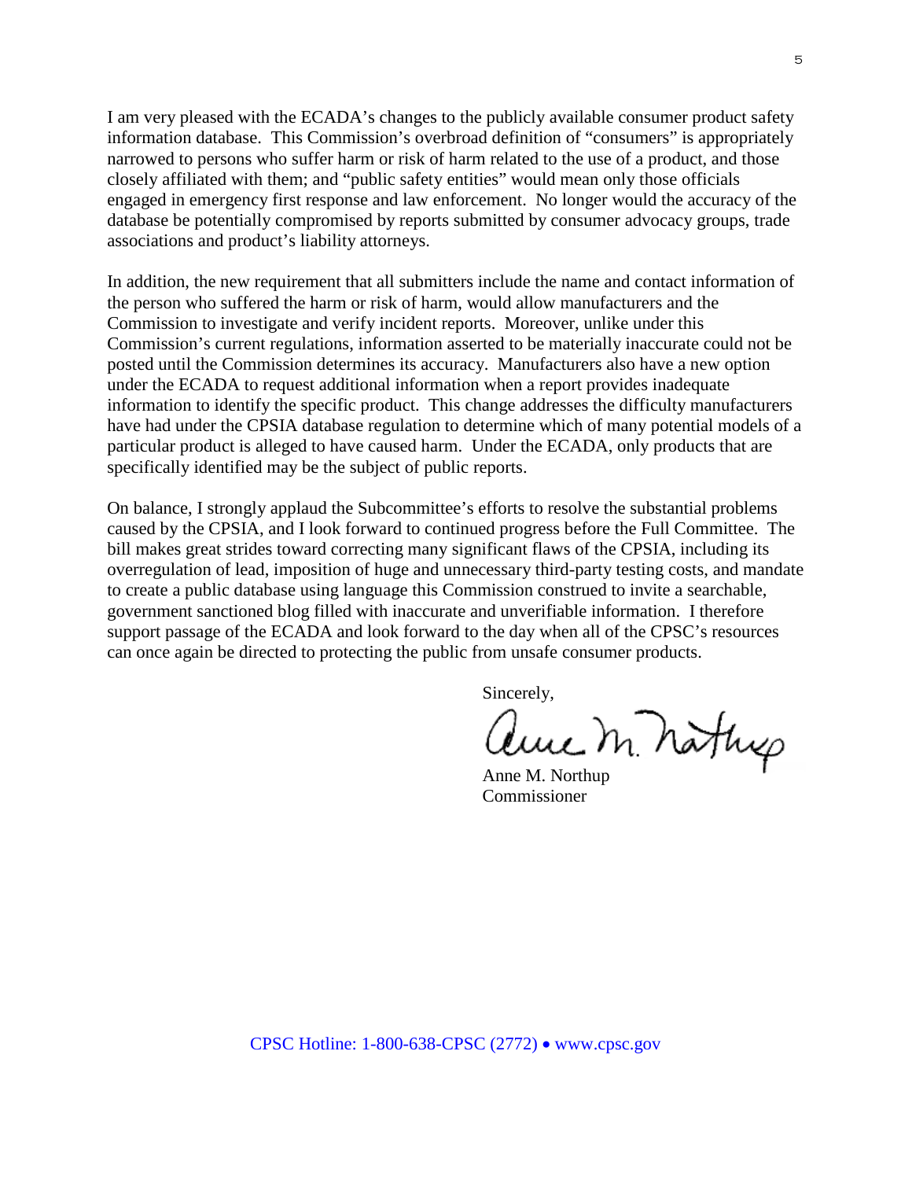I am very pleased with the ECADA's changes to the publicly available consumer product safety information database. This Commission's overbroad definition of "consumers" is appropriately narrowed to persons who suffer harm or risk of harm related to the use of a product, and those closely affiliated with them; and "public safety entities" would mean only those officials engaged in emergency first response and law enforcement. No longer would the accuracy of the database be potentially compromised by reports submitted by consumer advocacy groups, trade associations and product's liability attorneys.

In addition, the new requirement that all submitters include the name and contact information of the person who suffered the harm or risk of harm, would allow manufacturers and the Commission to investigate and verify incident reports. Moreover, unlike under this Commission's current regulations, information asserted to be materially inaccurate could not be posted until the Commission determines its accuracy. Manufacturers also have a new option under the ECADA to request additional information when a report provides inadequate information to identify the specific product. This change addresses the difficulty manufacturers have had under the CPSIA database regulation to determine which of many potential models of a particular product is alleged to have caused harm. Under the ECADA, only products that are specifically identified may be the subject of public reports.

On balance, I strongly applaud the Subcommittee's efforts to resolve the substantial problems caused by the CPSIA, and I look forward to continued progress before the Full Committee. The bill makes great strides toward correcting many significant flaws of the CPSIA, including its overregulation of lead, imposition of huge and unnecessary third-party testing costs, and mandate to create a public database using language this Commission construed to invite a searchable, government sanctioned blog filled with inaccurate and unverifiable information. I therefore support passage of the ECADA and look forward to the day when all of the CPSC's resources can once again be directed to protecting the public from unsafe consumer products.

Sincerely,

Anne M. Northup
Commissioner

CPSC Hotline: 1-800-638-CPSC (2772) • www.cpsc.gov